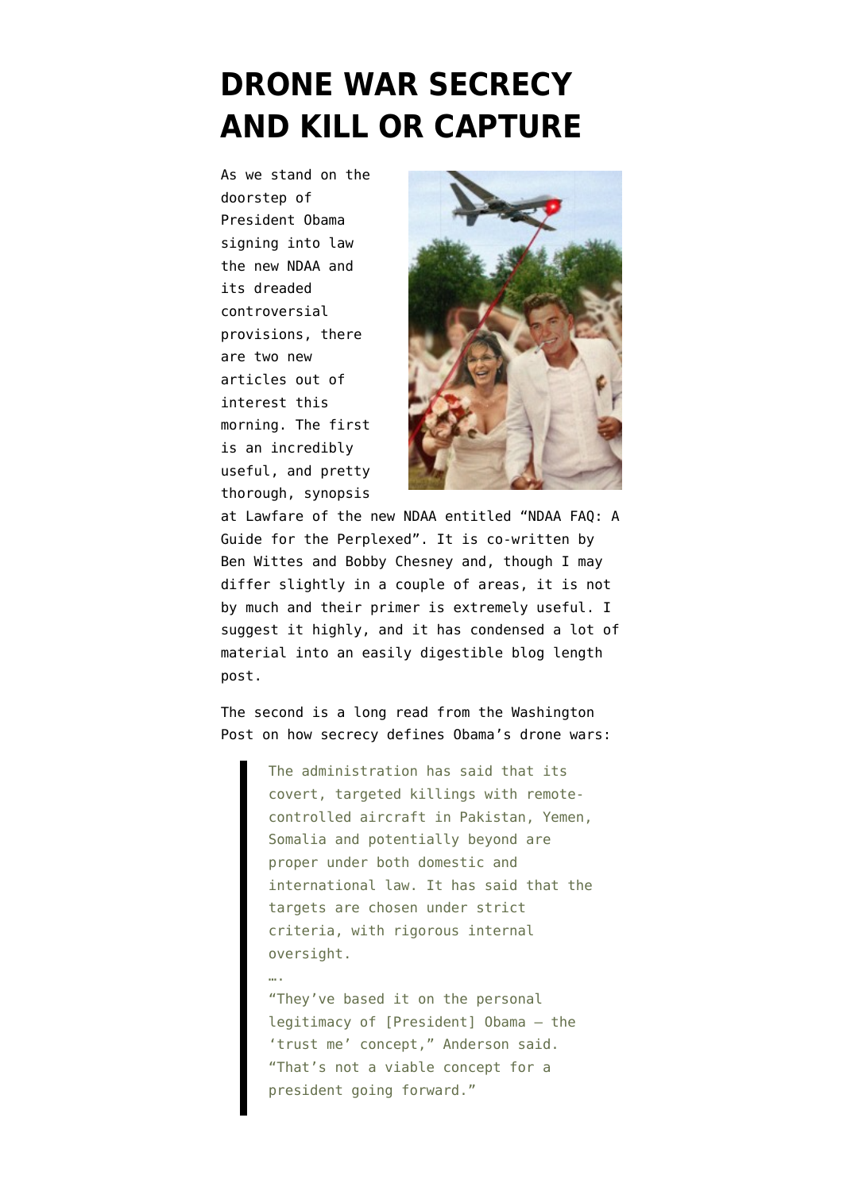# DRONE WAR SECRECY AND KILL OR CAPTURE

As we stand on the doorstep of President Obama signing into law the new NDAA and its dreaded controversial provisions, there are two new articles out of interest this morning. The first is an incredibly useful, and pretty thorough, synopsis at Lawfare of the new NDAA entitled "NDAA FAQ: A Guide for the Perplexed". It is co-written by Ben Wittes and Bobby Chesney and, though I may differ slightly in a couple of areas, it is not by much and their primer is extremely useful. I suggest it highly, and it has condensed a lot of material into an easily digestible blog length post.

The second is a long read from the Washington Post on how secrecy defines Obama's drone wars:

> The administration has said that its covert, targeted killings with remote-controlled aircraft in Pakistan, Yemen, Somalia and potentially beyond are proper under both domestic and international law. It has said that the targets are chosen under strict criteria, with rigorous internal oversight.
>
> ….
>
> "They've based it on the personal legitimacy of [President] Obama — the 'trust me' concept," Anderson said. "That's not a viable concept for a president going forward."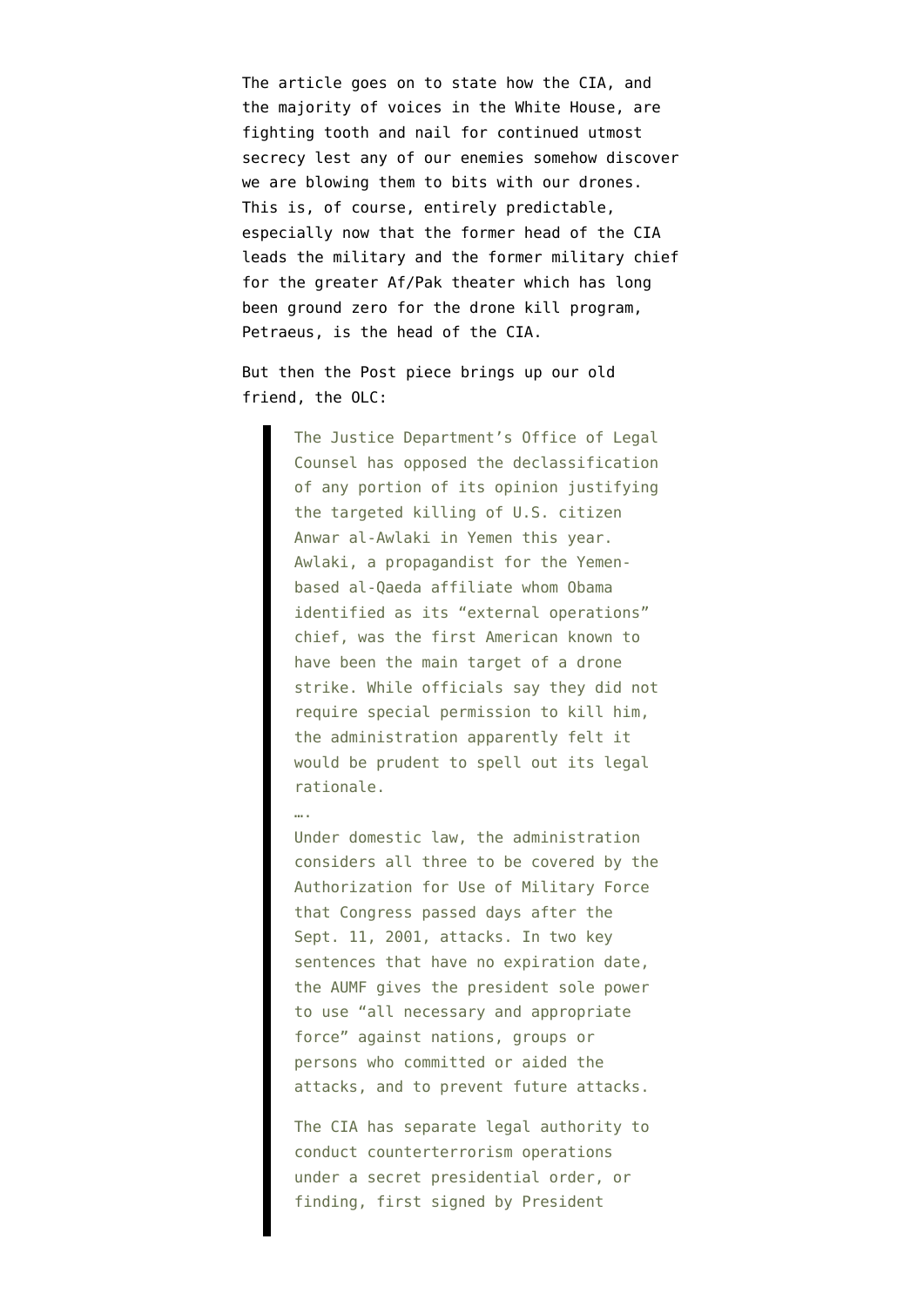The article goes on to state how the CIA, and the majority of voices in the White House, are fighting tooth and nail for continued utmost secrecy lest any of our enemies somehow discover we are blowing them to bits with our drones. This is, of course, entirely predictable, especially now that the former head of the CIA leads the military and the former military chief for the greater Af/Pak theater which has long been ground zero for the drone kill program, Petraeus, is the head of the CIA.

But then the Post piece brings up our old friend, the OLC:

> The Justice Department's Office of Legal Counsel has opposed the declassification of any portion of its opinion justifying the targeted killing of U.S. citizen Anwar al-Awlaki in Yemen this year. Awlaki, a propagandist for the Yemen-based al-Qaeda affiliate whom Obama identified as its "external operations" chief, was the first American known to have been the main target of a drone strike. While officials say they did not require special permission to kill him, the administration apparently felt it would be prudent to spell out its legal rationale.
>
> ….
>
> Under domestic law, the administration considers all three to be covered by the Authorization for Use of Military Force that Congress passed days after the Sept. 11, 2001, attacks. In two key sentences that have no expiration date, the AUMF gives the president sole power to use "all necessary and appropriate force" against nations, groups or persons who committed or aided the attacks, and to prevent future attacks.
>
> The CIA has separate legal authority to conduct counterterrorism operations under a secret presidential order, or finding, first signed by President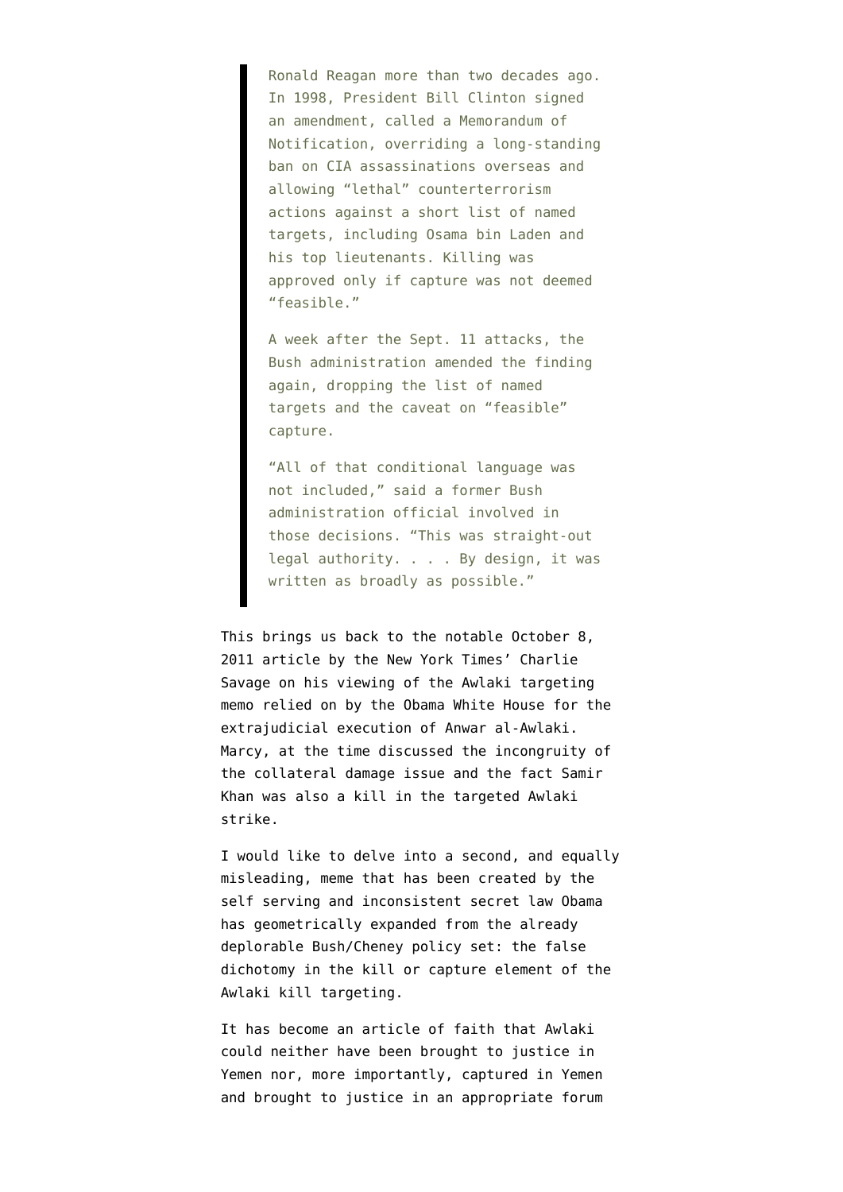> Ronald Reagan more than two decades ago. In 1998, President Bill Clinton signed an amendment, called a Memorandum of Notification, overriding a long-standing ban on CIA assassinations overseas and allowing "lethal" counterterrorism actions against a short list of named targets, including Osama bin Laden and his top lieutenants. Killing was approved only if capture was not deemed "feasible."
>
> A week after the Sept. 11 attacks, the Bush administration amended the finding again, dropping the list of named targets and the caveat on "feasible" capture.
>
> "All of that conditional language was not included," said a former Bush administration official involved in those decisions. "This was straight-out legal authority. . . . By design, it was written as broadly as possible."

This brings us back to the notable October 8, 2011 article by the New York Times' Charlie Savage on his viewing of the Awlaki targeting memo relied on by the Obama White House for the extrajudicial execution of Anwar al-Awlaki. Marcy, at the time discussed the incongruity of the collateral damage issue and the fact Samir Khan was also a kill in the targeted Awlaki strike.

I would like to delve into a second, and equally misleading, meme that has been created by the self serving and inconsistent secret law Obama has geometrically expanded from the already deplorable Bush/Cheney policy set: the false dichotomy in the kill or capture element of the Awlaki kill targeting.

It has become an article of faith that Awlaki could neither have been brought to justice in Yemen nor, more importantly, captured in Yemen and brought to justice in an appropriate forum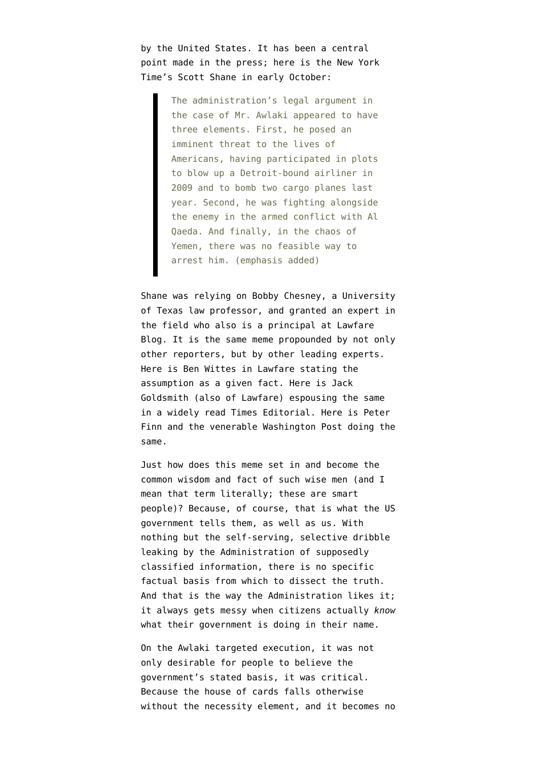by the United States. It has been a central point made in the press; here is the New York Time's Scott Shane in early October:

> The administration's legal argument in the case of Mr. Awlaki appeared to have three elements. First, he posed an imminent threat to the lives of Americans, having participated in plots to blow up a Detroit-bound airliner in 2009 and to bomb two cargo planes last year. Second, he was fighting alongside the enemy in the armed conflict with Al Qaeda. And finally, in the chaos of Yemen, there was no feasible way to arrest him. (emphasis added)

Shane was relying on Bobby Chesney, a University of Texas law professor, and granted an expert in the field who also is a principal at Lawfare Blog. It is the same meme propounded by not only other reporters, but by other leading experts. Here is Ben Wittes in Lawfare stating the assumption as a given fact. Here is Jack Goldsmith (also of Lawfare) espousing the same in a widely read Times Editorial. Here is Peter Finn and the venerable Washington Post doing the same.

Just how does this meme set in and become the common wisdom and fact of such wise men (and I mean that term literally; these are smart people)? Because, of course, that is what the US government tells them, as well as us. With nothing but the self-serving, selective dribble leaking by the Administration of supposedly classified information, there is no specific factual basis from which to dissect the truth. And that is the way the Administration likes it; it always gets messy when citizens actually *know* what their government is doing in their name.

On the Awlaki targeted execution, it was not only desirable for people to believe the government's stated basis, it was critical. Because the house of cards falls otherwise without the necessity element, and it becomes no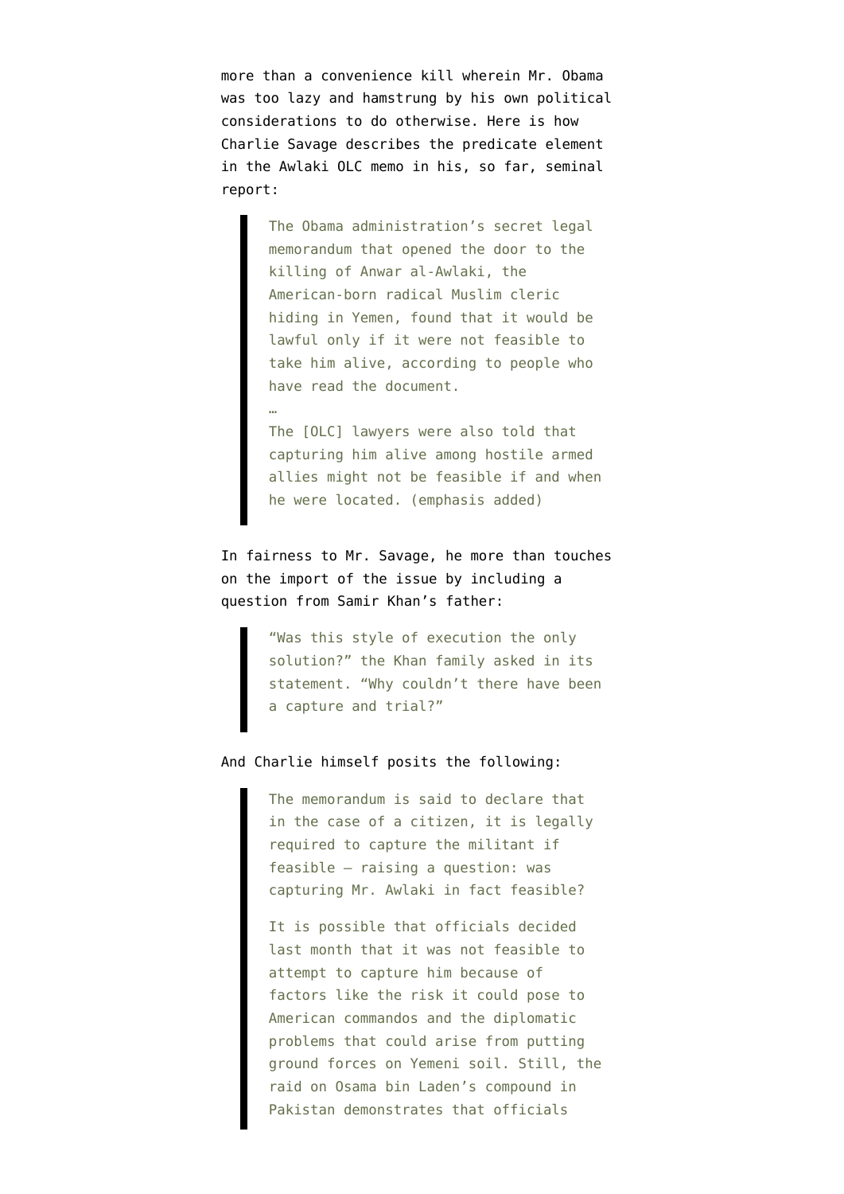more than a convenience kill wherein Mr. Obama was too lazy and hamstrung by his own political considerations to do otherwise. Here is how Charlie Savage describes the predicate element in the Awlaki OLC memo in his, so far, seminal report:

> The Obama administration's secret legal memorandum that opened the door to the killing of Anwar al-Awlaki, the American-born radical Muslim cleric hiding in Yemen, found that it would be lawful only if it were not feasible to take him alive, according to people who have read the document.
>
> …
>
> The [OLC] lawyers were also told that capturing him alive among hostile armed allies might not be feasible if and when he were located. (emphasis added)

In fairness to Mr. Savage, he more than touches on the import of the issue by including a question from Samir Khan's father:

> "Was this style of execution the only solution?" the Khan family asked in its statement. "Why couldn't there have been a capture and trial?"

And Charlie himself posits the following:

> The memorandum is said to declare that in the case of a citizen, it is legally required to capture the militant if feasible — raising a question: was capturing Mr. Awlaki in fact feasible?
>
> It is possible that officials decided last month that it was not feasible to attempt to capture him because of factors like the risk it could pose to American commandos and the diplomatic problems that could arise from putting ground forces on Yemeni soil. Still, the raid on Osama bin Laden's compound in Pakistan demonstrates that officials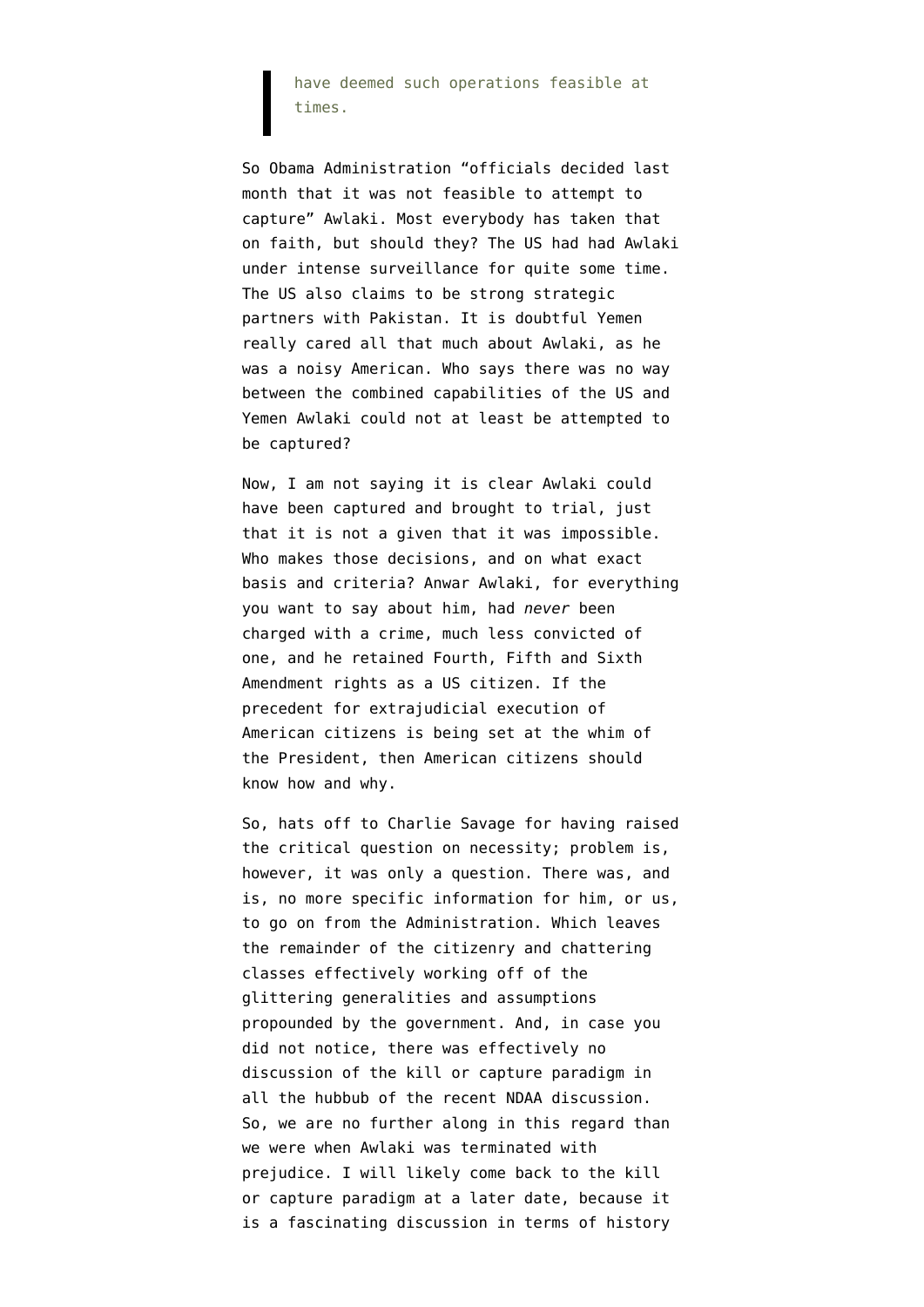> have deemed such operations feasible at times.

So Obama Administration "officials decided last month that it was not feasible to attempt to capture" Awlaki. Most everybody has taken that on faith, but should they? The US had had Awlaki under intense surveillance for quite some time. The US also claims to be strong strategic partners with Pakistan. It is doubtful Yemen really cared all that much about Awlaki, as he was a noisy American. Who says there was no way between the combined capabilities of the US and Yemen Awlaki could not at least be attempted to be captured?

Now, I am not saying it is clear Awlaki could have been captured and brought to trial, just that it is not a given that it was impossible. Who makes those decisions, and on what exact basis and criteria? Anwar Awlaki, for everything you want to say about him, had *never* been charged with a crime, much less convicted of one, and he retained Fourth, Fifth and Sixth Amendment rights as a US citizen. If the precedent for extrajudicial execution of American citizens is being set at the whim of the President, then American citizens should know how and why.

So, hats off to Charlie Savage for having raised the critical question on necessity; problem is, however, it was only a question. There was, and is, no more specific information for him, or us, to go on from the Administration. Which leaves the remainder of the citizenry and chattering classes effectively working off of the glittering generalities and assumptions propounded by the government. And, in case you did not notice, there was effectively no discussion of the kill or capture paradigm in all the hubbub of the recent NDAA discussion. So, we are no further along in this regard than we were when Awlaki was terminated with prejudice. I will likely come back to the kill or capture paradigm at a later date, because it is a fascinating discussion in terms of history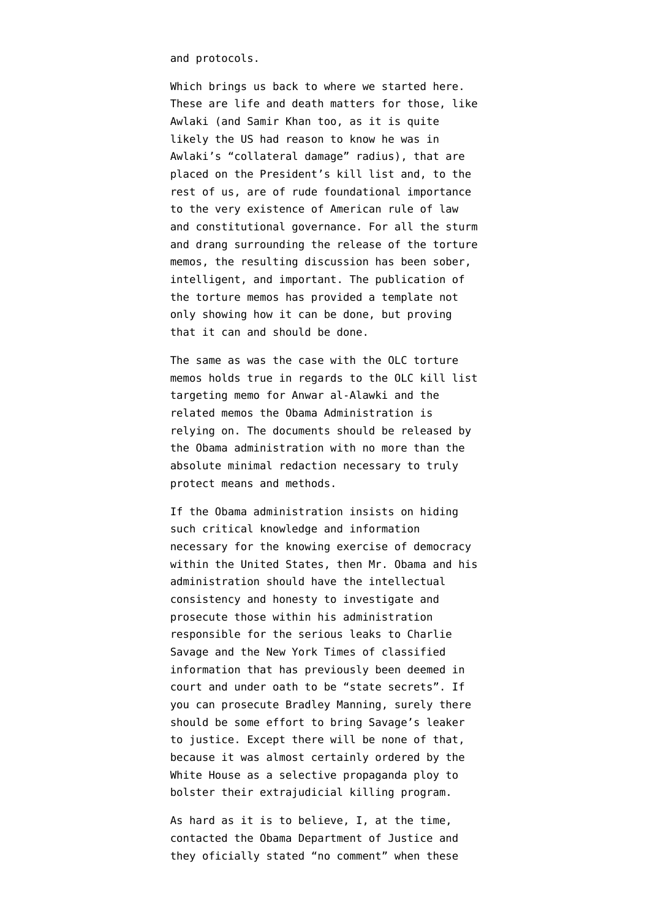and protocols.

Which brings us back to where we started here. These are life and death matters for those, like Awlaki (and Samir Khan too, as it is quite likely the US had reason to know he was in Awlaki's "collateral damage" radius), that are placed on the President's kill list and, to the rest of us, are of rude foundational importance to the very existence of American rule of law and constitutional governance. For all the sturm and drang surrounding the release of the torture memos, the resulting discussion has been sober, intelligent, and important. The publication of the torture memos has provided a template not only showing how it can be done, but proving that it can and should be done.

The same as was the case with the OLC torture memos holds true in regards to the OLC kill list targeting memo for Anwar al-Alawki and the related memos the Obama Administration is relying on. The documents should be released by the Obama administration with no more than the absolute minimal redaction necessary to truly protect means and methods.

If the Obama administration insists on hiding such critical knowledge and information necessary for the knowing exercise of democracy within the United States, then Mr. Obama and his administration should have the intellectual consistency and honesty to investigate and prosecute those within his administration responsible for the serious leaks to Charlie Savage and the New York Times of classified information that has previously been deemed in court and under oath to be "state secrets". If you can prosecute Bradley Manning, surely there should be some effort to bring Savage's leaker to justice. Except there will be none of that, because it was almost certainly ordered by the White House as a selective propaganda ploy to bolster their extrajudicial killing program.

As hard as it is to believe, I, at the time, contacted the Obama Department of Justice and they oficially stated "no comment" when these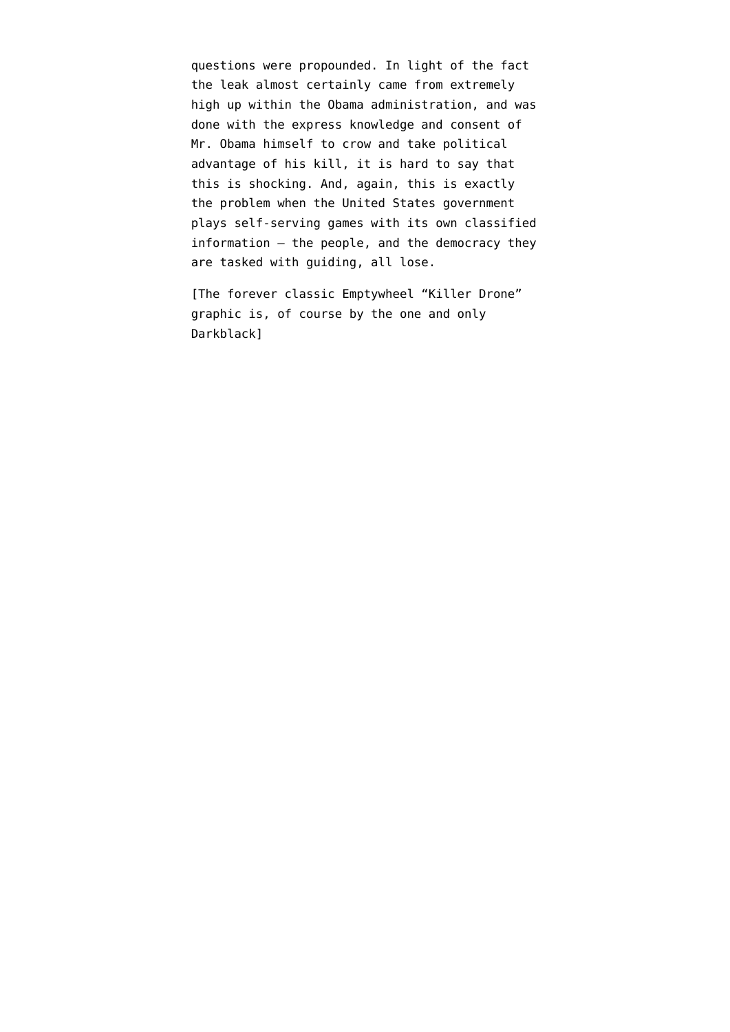questions were propounded. In light of the fact the leak almost certainly came from extremely high up within the Obama administration, and was done with the express knowledge and consent of Mr. Obama himself to crow and take political advantage of his kill, it is hard to say that this is shocking. And, again, this is exactly the problem when the United States government plays self-serving games with its own classified information – the people, and the democracy they are tasked with guiding, all lose.

[The forever classic Emptywheel “Killer Drone” graphic is, of course by the one and only Darkblack]